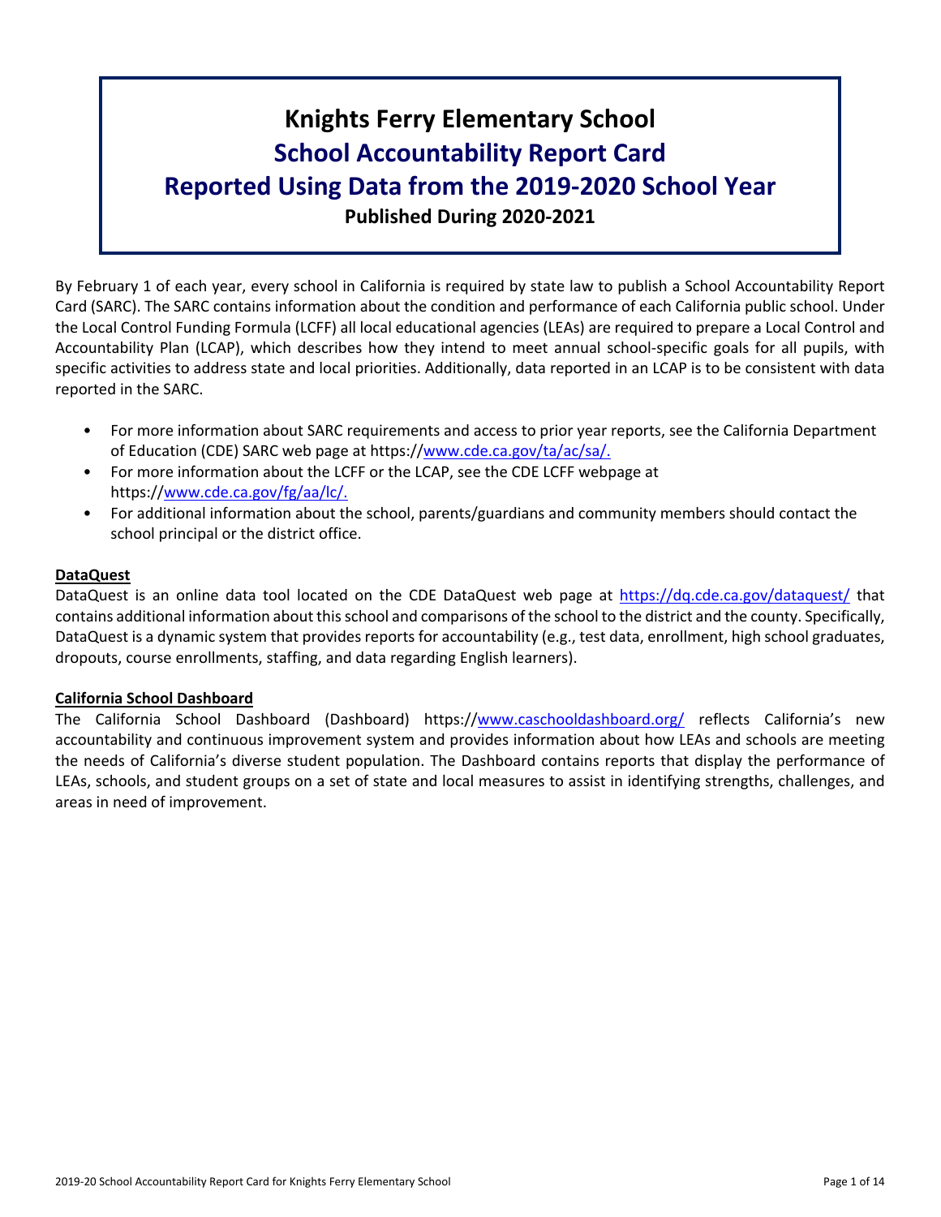# Knights Ferry Elementary School
## School Accountability Report Card
## Reported Using Data from the 2019-2020 School Year
### Published During 2020-2021

By February 1 of each year, every school in California is required by state law to publish a School Accountability Report Card (SARC). The SARC contains information about the condition and performance of each California public school. Under the Local Control Funding Formula (LCFF) all local educational agencies (LEAs) are required to prepare a Local Control and Accountability Plan (LCAP), which describes how they intend to meet annual school-specific goals for all pupils, with specific activities to address state and local priorities. Additionally, data reported in an LCAP is to be consistent with data reported in the SARC.

- For more information about SARC requirements and access to prior year reports, see the California Department of Education (CDE) SARC web page at https://www.cde.ca.gov/ta/ac/sa/.
- For more information about the LCFF or the LCAP, see the CDE LCFF webpage at https://www.cde.ca.gov/fg/aa/lc/.
- For additional information about the school, parents/guardians and community members should contact the school principal or the district office.

**DataQuest**

DataQuest is an online data tool located on the CDE DataQuest web page at https://dq.cde.ca.gov/dataquest/ that contains additional information about this school and comparisons of the school to the district and the county. Specifically, DataQuest is a dynamic system that provides reports for accountability (e.g., test data, enrollment, high school graduates, dropouts, course enrollments, staffing, and data regarding English learners).

**California School Dashboard**

The California School Dashboard (Dashboard) https://www.caschooldashboard.org/ reflects California's new accountability and continuous improvement system and provides information about how LEAs and schools are meeting the needs of California's diverse student population. The Dashboard contains reports that display the performance of LEAs, schools, and student groups on a set of state and local measures to assist in identifying strengths, challenges, and areas in need of improvement.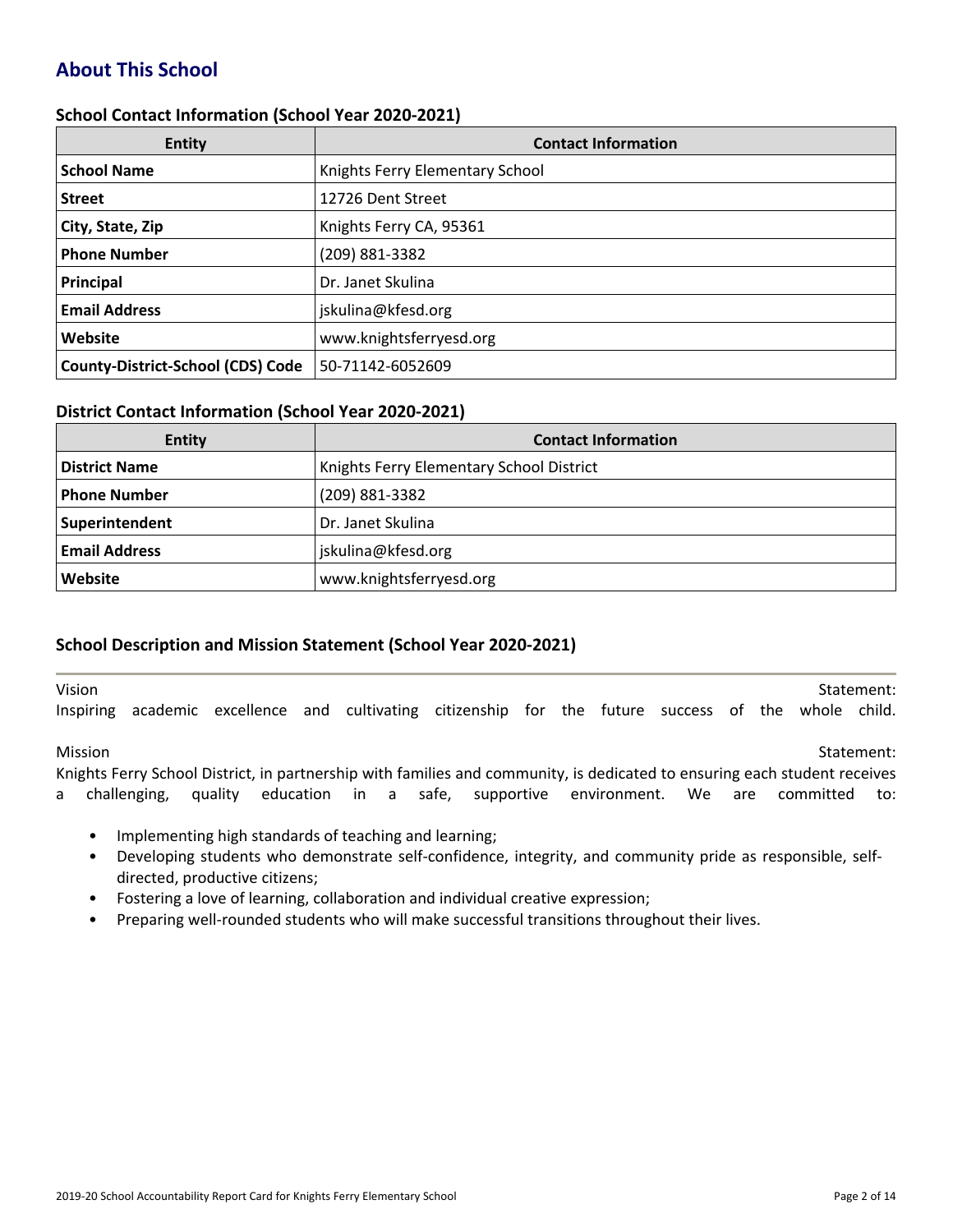## About This School

### School Contact Information (School Year 2020-2021)

| Entity | Contact Information |
|---|---|
| **School Name** | Knights Ferry Elementary School |
| **Street** | 12726 Dent Street |
| **City, State, Zip** | Knights Ferry CA, 95361 |
| **Phone Number** | (209) 881-3382 |
| **Principal** | Dr. Janet Skulina |
| **Email Address** | jskulina@kfesd.org |
| **Website** | www.knightsferryesd.org |
| **County-District-School (CDS) Code** | 50-71142-6052609 |

### District Contact Information (School Year 2020-2021)

| Entity | Contact Information |
|---|---|
| **District Name** | Knights Ferry Elementary School District |
| **Phone Number** | (209) 881-3382 |
| **Superintendent** | Dr. Janet Skulina |
| **Email Address** | jskulina@kfesd.org |
| **Website** | www.knightsferryesd.org |

### School Description and Mission Statement (School Year 2020-2021)

Vision Statement:
Inspiring academic excellence and cultivating citizenship for the future success of the whole child.

Mission Statement:
Knights Ferry School District, in partnership with families and community, is dedicated to ensuring each student receives a challenging, quality education in a safe, supportive environment. We are committed to:

- Implementing high standards of teaching and learning;
- Developing students who demonstrate self-confidence, integrity, and community pride as responsible, self-directed, productive citizens;
- Fostering a love of learning, collaboration and individual creative expression;
- Preparing well-rounded students who will make successful transitions throughout their lives.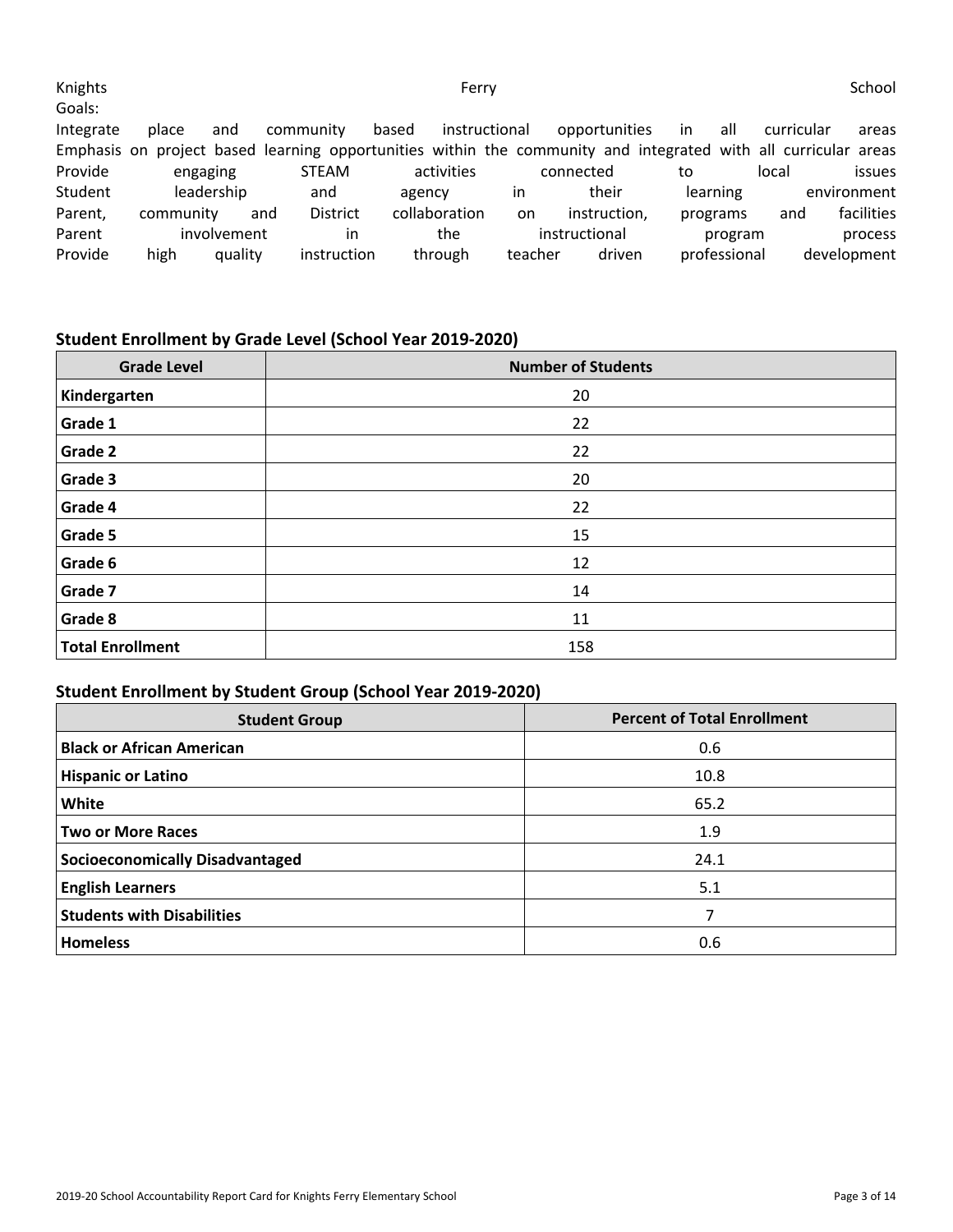Knights Ferry School Goals:

Integrate place and community based instructional opportunities in all curricular areas
Emphasis on project based learning opportunities within the community and integrated with all curricular areas
Provide engaging STEAM activities connected to local issues
Student leadership and agency in their learning environment
Parent, community and District collaboration on instruction, programs and facilities
Parent involvement in the instructional program process
Provide high quality instruction through teacher driven professional development

### Student Enrollment by Grade Level (School Year 2019-2020)

| Grade Level | Number of Students |
| --- | --- |
| **Kindergarten** | 20 |
| **Grade 1** | 22 |
| **Grade 2** | 22 |
| **Grade 3** | 20 |
| **Grade 4** | 22 |
| **Grade 5** | 15 |
| **Grade 6** | 12 |
| **Grade 7** | 14 |
| **Grade 8** | 11 |
| **Total Enrollment** | 158 |

### Student Enrollment by Student Group (School Year 2019-2020)

| Student Group | Percent of Total Enrollment |
| --- | --- |
| **Black or African American** | 0.6 |
| **Hispanic or Latino** | 10.8 |
| **White** | 65.2 |
| **Two or More Races** | 1.9 |
| **Socioeconomically Disadvantaged** | 24.1 |
| **English Learners** | 5.1 |
| **Students with Disabilities** | 7 |
| **Homeless** | 0.6 |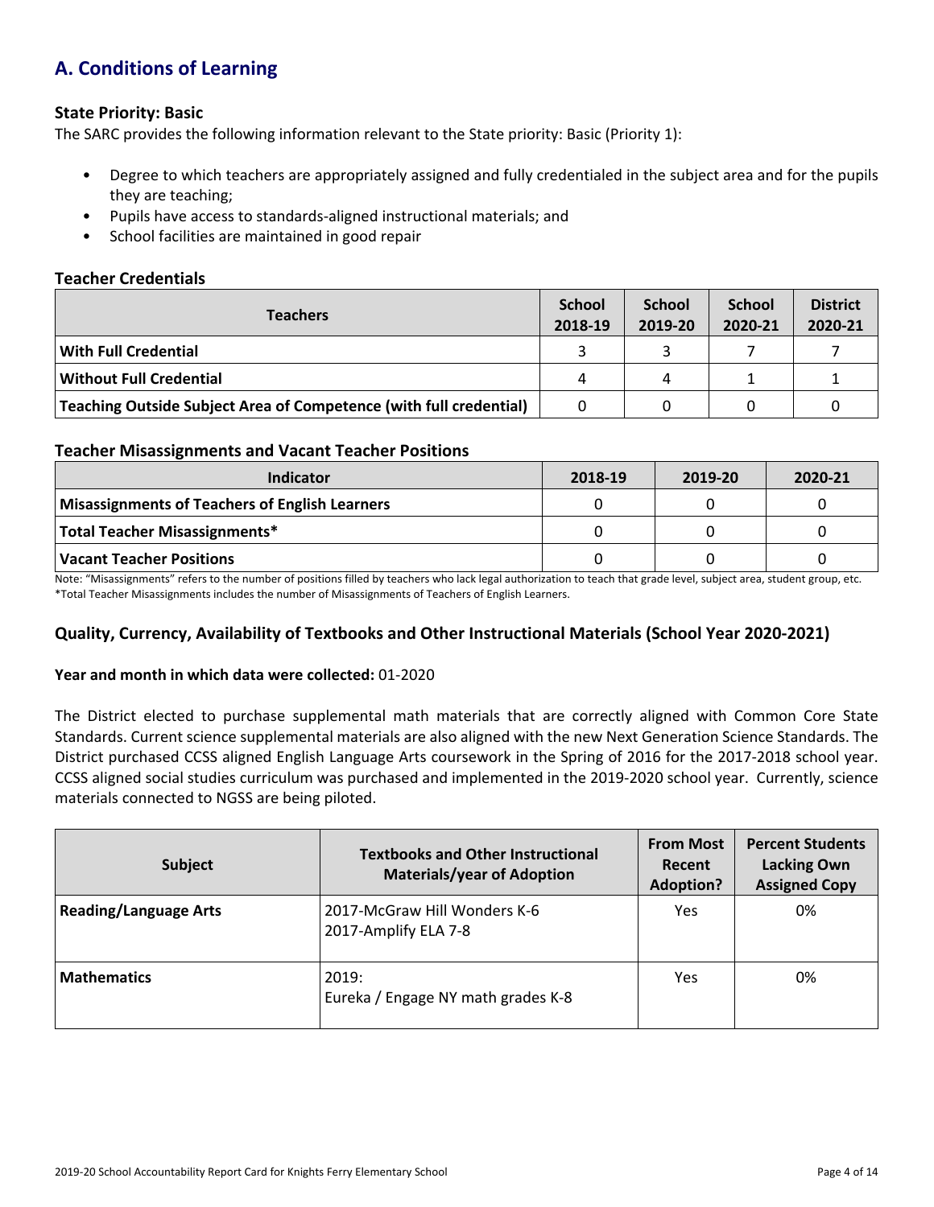## A. Conditions of Learning

### State Priority: Basic

The SARC provides the following information relevant to the State priority: Basic (Priority 1):

- Degree to which teachers are appropriately assigned and fully credentialed in the subject area and for the pupils they are teaching;
- Pupils have access to standards-aligned instructional materials; and
- School facilities are maintained in good repair

### Teacher Credentials

| Teachers | School 2018-19 | School 2019-20 | School 2020-21 | District 2020-21 |
|---|---|---|---|---|
| **With Full Credential** | 3 | 3 | 7 | 7 |
| **Without Full Credential** | 4 | 4 | 1 | 1 |
| **Teaching Outside Subject Area of Competence (with full credential)** | 0 | 0 | 0 | 0 |

### Teacher Misassignments and Vacant Teacher Positions

| Indicator | 2018-19 | 2019-20 | 2020-21 |
|---|---|---|---|
| **Misassignments of Teachers of English Learners** | 0 | 0 | 0 |
| **Total Teacher Misassignments*** | 0 | 0 | 0 |
| **Vacant Teacher Positions** | 0 | 0 | 0 |

Note: "Misassignments" refers to the number of positions filled by teachers who lack legal authorization to teach that grade level, subject area, student group, etc.
*Total Teacher Misassignments includes the number of Misassignments of Teachers of English Learners.

### Quality, Currency, Availability of Textbooks and Other Instructional Materials (School Year 2020-2021)

**Year and month in which data were collected:** 01-2020

The District elected to purchase supplemental math materials that are correctly aligned with Common Core State Standards. Current science supplemental materials are also aligned with the new Next Generation Science Standards. The District purchased CCSS aligned English Language Arts coursework in the Spring of 2016 for the 2017-2018 school year. CCSS aligned social studies curriculum was purchased and implemented in the 2019-2020 school year. Currently, science materials connected to NGSS are being piloted.

| Subject | Textbooks and Other Instructional Materials/year of Adoption | From Most Recent Adoption? | Percent Students Lacking Own Assigned Copy |
|---|---|---|---|
| **Reading/Language Arts** | 2017-McGraw Hill Wonders K-6<br>2017-Amplify ELA 7-8 | Yes | 0% |
| **Mathematics** | 2019:<br>Eureka / Engage NY math grades K-8 | Yes | 0% |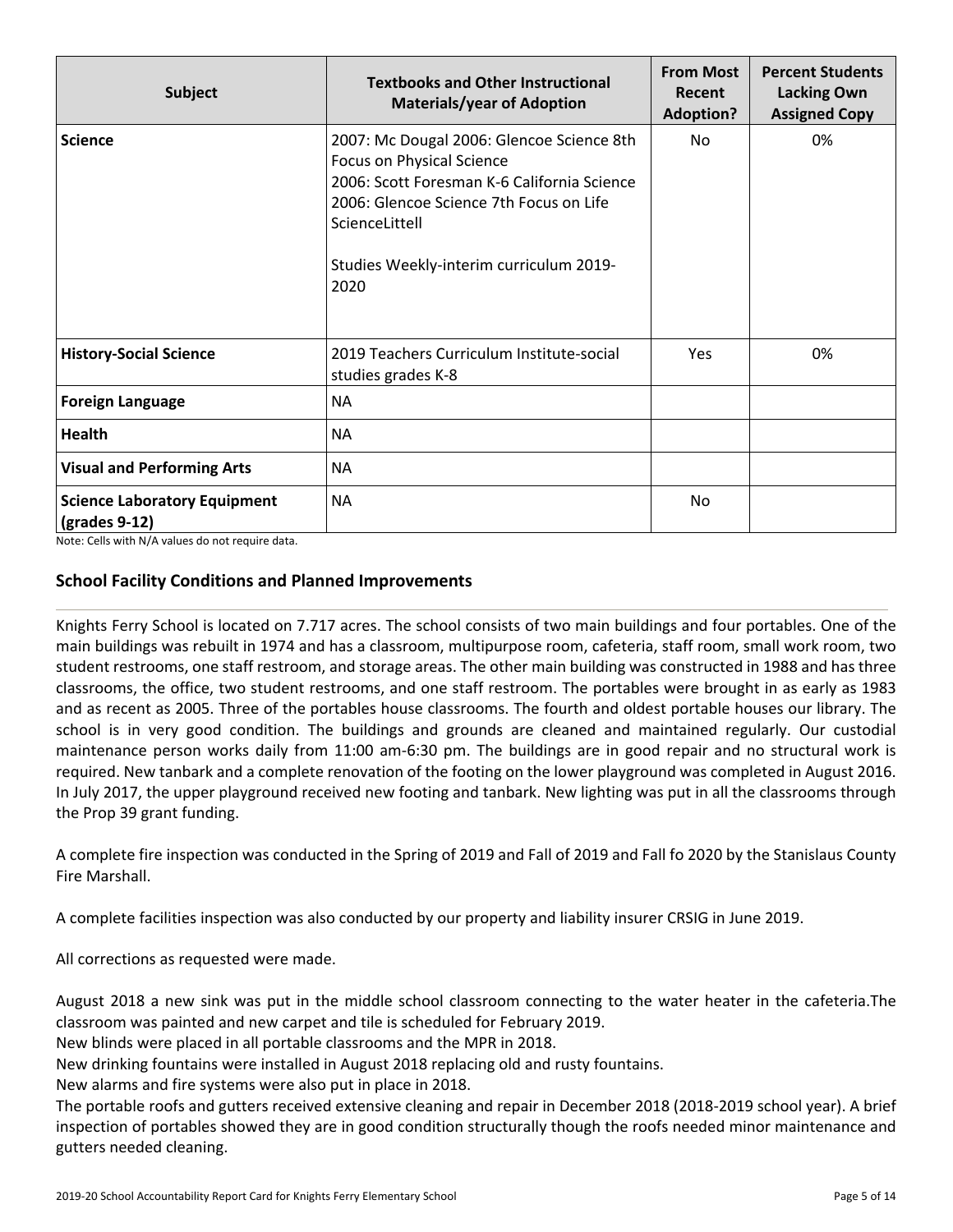| Subject | Textbooks and Other Instructional Materials/year of Adoption | From Most Recent Adoption? | Percent Students Lacking Own Assigned Copy |
|---|---|---|---|
| **Science** | 2007: Mc Dougal 2006: Glencoe Science 8th Focus on Physical Science<br>2006: Scott Foresman K-6 California Science<br>2006: Glencoe Science 7th Focus on Life ScienceLittell<br><br>Studies Weekly-interim curriculum 2019-2020 | No | 0% |
| **History-Social Science** | 2019 Teachers Curriculum Institute-social studies grades K-8 | Yes | 0% |
| **Foreign Language** | NA | | |
| **Health** | NA | | |
| **Visual and Performing Arts** | NA | | |
| **Science Laboratory Equipment (grades 9-12)** | NA | No | |

Note: Cells with N/A values do not require data.

### School Facility Conditions and Planned Improvements

Knights Ferry School is located on 7.717 acres. The school consists of two main buildings and four portables. One of the main buildings was rebuilt in 1974 and has a classroom, multipurpose room, cafeteria, staff room, small work room, two student restrooms, one staff restroom, and storage areas. The other main building was constructed in 1988 and has three classrooms, the office, two student restrooms, and one staff restroom. The portables were brought in as early as 1983 and as recent as 2005. Three of the portables house classrooms. The fourth and oldest portable houses our library. The school is in very good condition. The buildings and grounds are cleaned and maintained regularly. Our custodial maintenance person works daily from 11:00 am-6:30 pm. The buildings are in good repair and no structural work is required. New tanbark and a complete renovation of the footing on the lower playground was completed in August 2016. In July 2017, the upper playground received new footing and tanbark. New lighting was put in all the classrooms through the Prop 39 grant funding.

A complete fire inspection was conducted in the Spring of 2019 and Fall of 2019 and Fall fo 2020 by the Stanislaus County Fire Marshall.

A complete facilities inspection was also conducted by our property and liability insurer CRSIG in June 2019.

All corrections as requested were made.

August 2018 a new sink was put in the middle school classroom connecting to the water heater in the cafeteria.The classroom was painted and new carpet and tile is scheduled for February 2019.
New blinds were placed in all portable classrooms and the MPR in 2018.
New drinking fountains were installed in August 2018 replacing old and rusty fountains.
New alarms and fire systems were also put in place in 2018.
The portable roofs and gutters received extensive cleaning and repair in December 2018 (2018-2019 school year). A brief inspection of portables showed they are in good condition structurally though the roofs needed minor maintenance and gutters needed cleaning.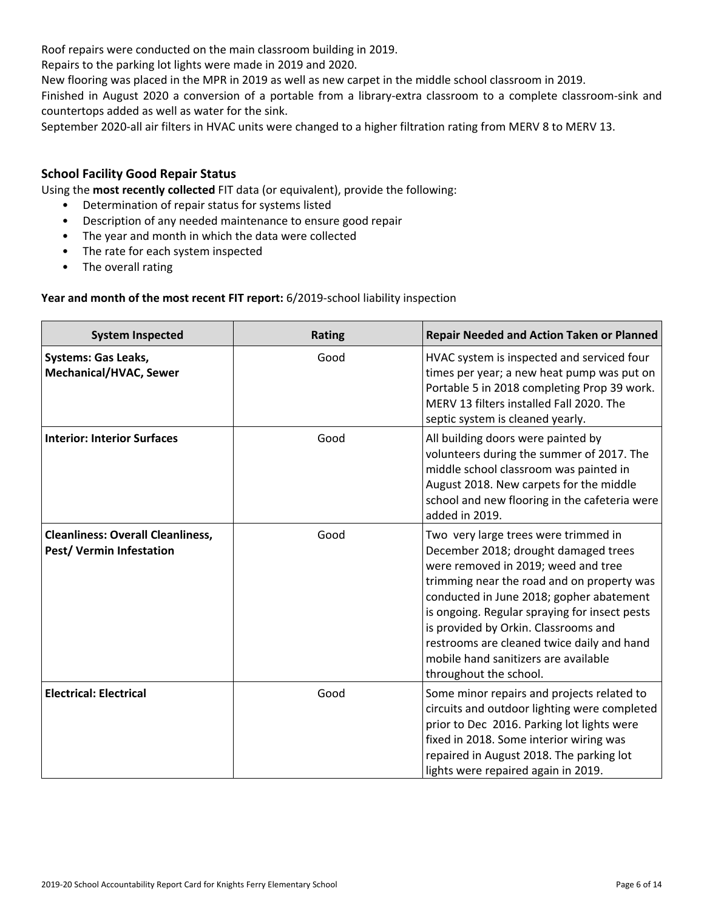Roof repairs were conducted on the main classroom building in 2019.

Repairs to the parking lot lights were made in 2019 and 2020.

New flooring was placed in the MPR in 2019 as well as new carpet in the middle school classroom in 2019.

Finished in August 2020 a conversion of a portable from a library-extra classroom to a complete classroom-sink and countertops added as well as water for the sink.

September 2020-all air filters in HVAC units were changed to a higher filtration rating from MERV 8 to MERV 13.

### School Facility Good Repair Status

Using the **most recently collected** FIT data (or equivalent), provide the following:

- Determination of repair status for systems listed
- Description of any needed maintenance to ensure good repair
- The year and month in which the data were collected
- The rate for each system inspected
- The overall rating

**Year and month of the most recent FIT report:** 6/2019-school liability inspection

| System Inspected | Rating | Repair Needed and Action Taken or Planned |
|---|---|---|
| **Systems: Gas Leaks, Mechanical/HVAC, Sewer** | Good | HVAC system is inspected and serviced four times per year; a new heat pump was put on Portable 5 in 2018 completing Prop 39 work. MERV 13 filters installed Fall 2020. The septic system is cleaned yearly. |
| **Interior: Interior Surfaces** | Good | All building doors were painted by volunteers during the summer of 2017. The middle school classroom was painted in August 2018. New carpets for the middle school and new flooring in the cafeteria were added in 2019. |
| **Cleanliness: Overall Cleanliness, Pest/ Vermin Infestation** | Good | Two very large trees were trimmed in December 2018; drought damaged trees were removed in 2019; weed and tree trimming near the road and on property was conducted in June 2018; gopher abatement is ongoing. Regular spraying for insect pests is provided by Orkin. Classrooms and restrooms are cleaned twice daily and hand mobile hand sanitizers are available throughout the school. |
| **Electrical: Electrical** | Good | Some minor repairs and projects related to circuits and outdoor lighting were completed prior to Dec 2016. Parking lot lights were fixed in 2018. Some interior wiring was repaired in August 2018. The parking lot lights were repaired again in 2019. |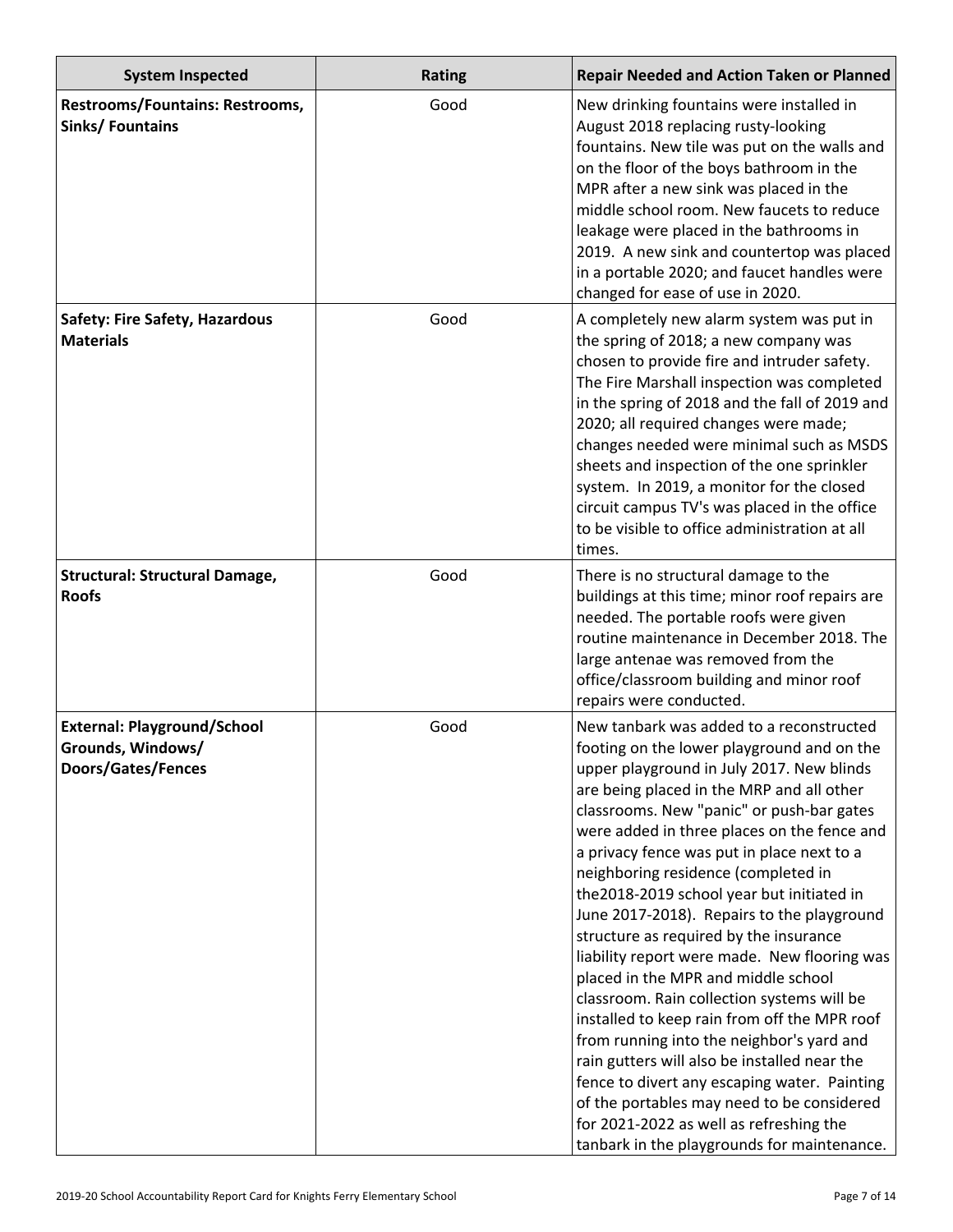| System Inspected | Rating | Repair Needed and Action Taken or Planned |
| --- | --- | --- |
| **Restrooms/Fountains: Restrooms, Sinks/ Fountains** | Good | New drinking fountains were installed in August 2018 replacing rusty-looking fountains. New tile was put on the walls and on the floor of the boys bathroom in the MPR after a new sink was placed in the middle school room. New faucets to reduce leakage were placed in the bathrooms in 2019. A new sink and countertop was placed in a portable 2020; and faucet handles were changed for ease of use in 2020. |
| **Safety: Fire Safety, Hazardous Materials** | Good | A completely new alarm system was put in the spring of 2018; a new company was chosen to provide fire and intruder safety. The Fire Marshall inspection was completed in the spring of 2018 and the fall of 2019 and 2020; all required changes were made; changes needed were minimal such as MSDS sheets and inspection of the one sprinkler system. In 2019, a monitor for the closed circuit campus TV's was placed in the office to be visible to office administration at all times. |
| **Structural: Structural Damage, Roofs** | Good | There is no structural damage to the buildings at this time; minor roof repairs are needed. The portable roofs were given routine maintenance in December 2018. The large antenae was removed from the office/classroom building and minor roof repairs were conducted. |
| **External: Playground/School Grounds, Windows/ Doors/Gates/Fences** | Good | New tanbark was added to a reconstructed footing on the lower playground and on the upper playground in July 2017. New blinds are being placed in the MRP and all other classrooms. New "panic" or push-bar gates were added in three places on the fence and a privacy fence was put in place next to a neighboring residence (completed in the2018-2019 school year but initiated in June 2017-2018). Repairs to the playground structure as required by the insurance liability report were made. New flooring was placed in the MPR and middle school classroom. Rain collection systems will be installed to keep rain from off the MPR roof from running into the neighbor's yard and rain gutters will also be installed near the fence to divert any escaping water. Painting of the portables may need to be considered for 2021-2022 as well as refreshing the tanbark in the playgrounds for maintenance. |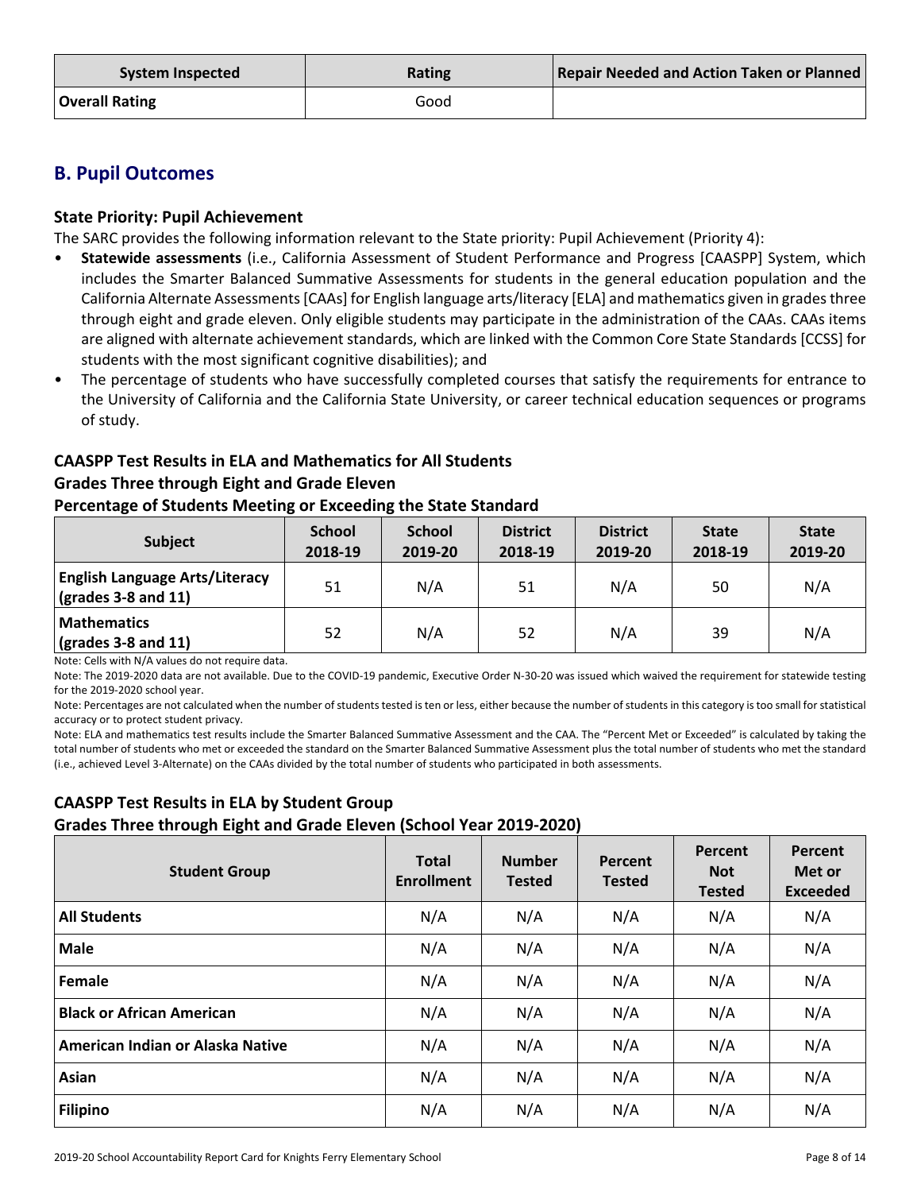| System Inspected | Rating | Repair Needed and Action Taken or Planned |
|---|---|---|
| **Overall Rating** | Good | |

## B. Pupil Outcomes

### State Priority: Pupil Achievement

The SARC provides the following information relevant to the State priority: Pupil Achievement (Priority 4):

- **Statewide assessments** (i.e., California Assessment of Student Performance and Progress [CAASPP] System, which includes the Smarter Balanced Summative Assessments for students in the general education population and the California Alternate Assessments [CAAs] for English language arts/literacy [ELA] and mathematics given in grades three through eight and grade eleven. Only eligible students may participate in the administration of the CAAs. CAAs items are aligned with alternate achievement standards, which are linked with the Common Core State Standards [CCSS] for students with the most significant cognitive disabilities); and
- The percentage of students who have successfully completed courses that satisfy the requirements for entrance to the University of California and the California State University, or career technical education sequences or programs of study.

### CAASPP Test Results in ELA and Mathematics for All Students
### Grades Three through Eight and Grade Eleven
### Percentage of Students Meeting or Exceeding the State Standard

| Subject | School 2018-19 | School 2019-20 | District 2018-19 | District 2019-20 | State 2018-19 | State 2019-20 |
|---|---|---|---|---|---|---|
| **English Language Arts/Literacy (grades 3-8 and 11)** | 51 | N/A | 51 | N/A | 50 | N/A |
| **Mathematics (grades 3-8 and 11)** | 52 | N/A | 52 | N/A | 39 | N/A |

Note: Cells with N/A values do not require data.

Note: The 2019-2020 data are not available. Due to the COVID-19 pandemic, Executive Order N-30-20 was issued which waived the requirement for statewide testing for the 2019-2020 school year.

Note: Percentages are not calculated when the number of students tested is ten or less, either because the number of students in this category is too small for statistical accuracy or to protect student privacy.

Note: ELA and mathematics test results include the Smarter Balanced Summative Assessment and the CAA. The "Percent Met or Exceeded" is calculated by taking the total number of students who met or exceeded the standard on the Smarter Balanced Summative Assessment plus the total number of students who met the standard (i.e., achieved Level 3-Alternate) on the CAAs divided by the total number of students who participated in both assessments.

### CAASPP Test Results in ELA by Student Group
### Grades Three through Eight and Grade Eleven (School Year 2019-2020)

| Student Group | Total Enrollment | Number Tested | Percent Tested | Percent Not Tested | Percent Met or Exceeded |
|---|---|---|---|---|---|
| **All Students** | N/A | N/A | N/A | N/A | N/A |
| **Male** | N/A | N/A | N/A | N/A | N/A |
| **Female** | N/A | N/A | N/A | N/A | N/A |
| **Black or African American** | N/A | N/A | N/A | N/A | N/A |
| **American Indian or Alaska Native** | N/A | N/A | N/A | N/A | N/A |
| **Asian** | N/A | N/A | N/A | N/A | N/A |
| **Filipino** | N/A | N/A | N/A | N/A | N/A |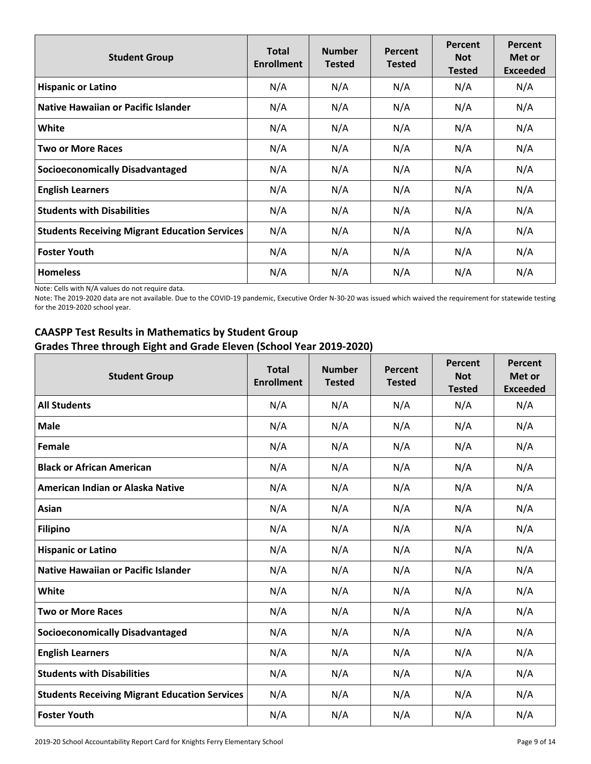| Student Group | Total Enrollment | Number Tested | Percent Tested | Percent Not Tested | Percent Met or Exceeded |
|---|---|---|---|---|---|
| Hispanic or Latino | N/A | N/A | N/A | N/A | N/A |
| Native Hawaiian or Pacific Islander | N/A | N/A | N/A | N/A | N/A |
| White | N/A | N/A | N/A | N/A | N/A |
| Two or More Races | N/A | N/A | N/A | N/A | N/A |
| Socioeconomically Disadvantaged | N/A | N/A | N/A | N/A | N/A |
| English Learners | N/A | N/A | N/A | N/A | N/A |
| Students with Disabilities | N/A | N/A | N/A | N/A | N/A |
| Students Receiving Migrant Education Services | N/A | N/A | N/A | N/A | N/A |
| Foster Youth | N/A | N/A | N/A | N/A | N/A |
| Homeless | N/A | N/A | N/A | N/A | N/A |

Note: Cells with N/A values do not require data.

Note: The 2019-2020 data are not available. Due to the COVID-19 pandemic, Executive Order N-30-20 was issued which waived the requirement for statewide testing for the 2019-2020 school year.

### CAASPP Test Results in Mathematics by Student Group
### Grades Three through Eight and Grade Eleven (School Year 2019-2020)

| Student Group | Total Enrollment | Number Tested | Percent Tested | Percent Not Tested | Percent Met or Exceeded |
|---|---|---|---|---|---|
| All Students | N/A | N/A | N/A | N/A | N/A |
| Male | N/A | N/A | N/A | N/A | N/A |
| Female | N/A | N/A | N/A | N/A | N/A |
| Black or African American | N/A | N/A | N/A | N/A | N/A |
| American Indian or Alaska Native | N/A | N/A | N/A | N/A | N/A |
| Asian | N/A | N/A | N/A | N/A | N/A |
| Filipino | N/A | N/A | N/A | N/A | N/A |
| Hispanic or Latino | N/A | N/A | N/A | N/A | N/A |
| Native Hawaiian or Pacific Islander | N/A | N/A | N/A | N/A | N/A |
| White | N/A | N/A | N/A | N/A | N/A |
| Two or More Races | N/A | N/A | N/A | N/A | N/A |
| Socioeconomically Disadvantaged | N/A | N/A | N/A | N/A | N/A |
| English Learners | N/A | N/A | N/A | N/A | N/A |
| Students with Disabilities | N/A | N/A | N/A | N/A | N/A |
| Students Receiving Migrant Education Services | N/A | N/A | N/A | N/A | N/A |
| Foster Youth | N/A | N/A | N/A | N/A | N/A |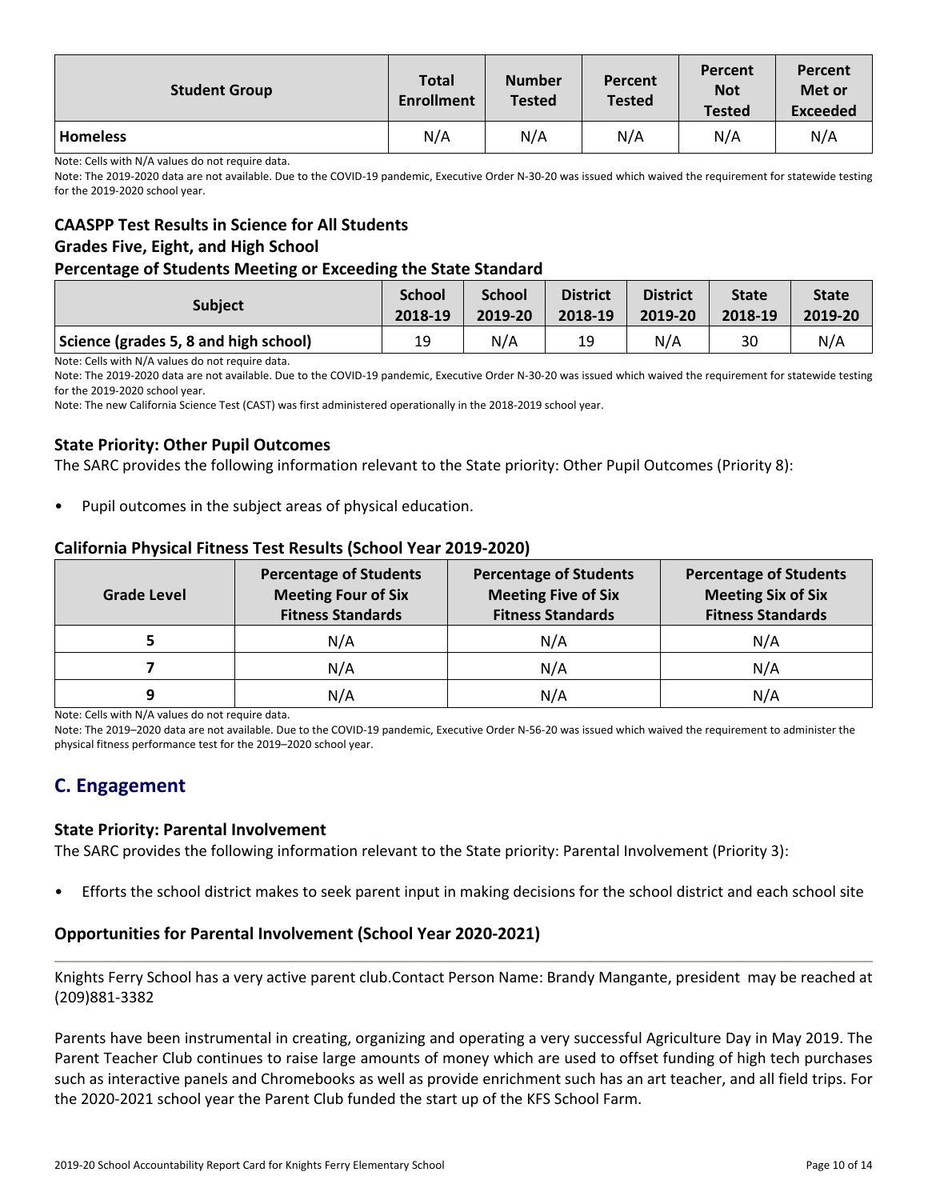| Student Group | Total Enrollment | Number Tested | Percent Tested | Percent Not Tested | Percent Met or Exceeded |
|---|---|---|---|---|---|
| **Homeless** | N/A | N/A | N/A | N/A | N/A |

Note: Cells with N/A values do not require data.

Note: The 2019-2020 data are not available. Due to the COVID-19 pandemic, Executive Order N-30-20 was issued which waived the requirement for statewide testing for the 2019-2020 school year.

### CAASPP Test Results in Science for All Students
### Grades Five, Eight, and High School
### Percentage of Students Meeting or Exceeding the State Standard

| Subject | School 2018-19 | School 2019-20 | District 2018-19 | District 2019-20 | State 2018-19 | State 2019-20 |
|---|---|---|---|---|---|---|
| **Science (grades 5, 8 and high school)** | 19 | N/A | 19 | N/A | 30 | N/A |

Note: Cells with N/A values do not require data.

Note: The 2019-2020 data are not available. Due to the COVID-19 pandemic, Executive Order N-30-20 was issued which waived the requirement for statewide testing for the 2019-2020 school year.

Note: The new California Science Test (CAST) was first administered operationally in the 2018-2019 school year.

### State Priority: Other Pupil Outcomes

The SARC provides the following information relevant to the State priority: Other Pupil Outcomes (Priority 8):

- Pupil outcomes in the subject areas of physical education.

### California Physical Fitness Test Results (School Year 2019-2020)

| Grade Level | Percentage of Students Meeting Four of Six Fitness Standards | Percentage of Students Meeting Five of Six Fitness Standards | Percentage of Students Meeting Six of Six Fitness Standards |
|---|---|---|---|
| **5** | N/A | N/A | N/A |
| **7** | N/A | N/A | N/A |
| **9** | N/A | N/A | N/A |

Note: Cells with N/A values do not require data.

Note: The 2019–2020 data are not available. Due to the COVID-19 pandemic, Executive Order N-56-20 was issued which waived the requirement to administer the physical fitness performance test for the 2019–2020 school year.

## C. Engagement

### State Priority: Parental Involvement

The SARC provides the following information relevant to the State priority: Parental Involvement (Priority 3):

- Efforts the school district makes to seek parent input in making decisions for the school district and each school site

### Opportunities for Parental Involvement (School Year 2020-2021)

Knights Ferry School has a very active parent club.Contact Person Name: Brandy Mangante, president may be reached at (209)881-3382

Parents have been instrumental in creating, organizing and operating a very successful Agriculture Day in May 2019. The Parent Teacher Club continues to raise large amounts of money which are used to offset funding of high tech purchases such as interactive panels and Chromebooks as well as provide enrichment such has an art teacher, and all field trips. For the 2020-2021 school year the Parent Club funded the start up of the KFS School Farm.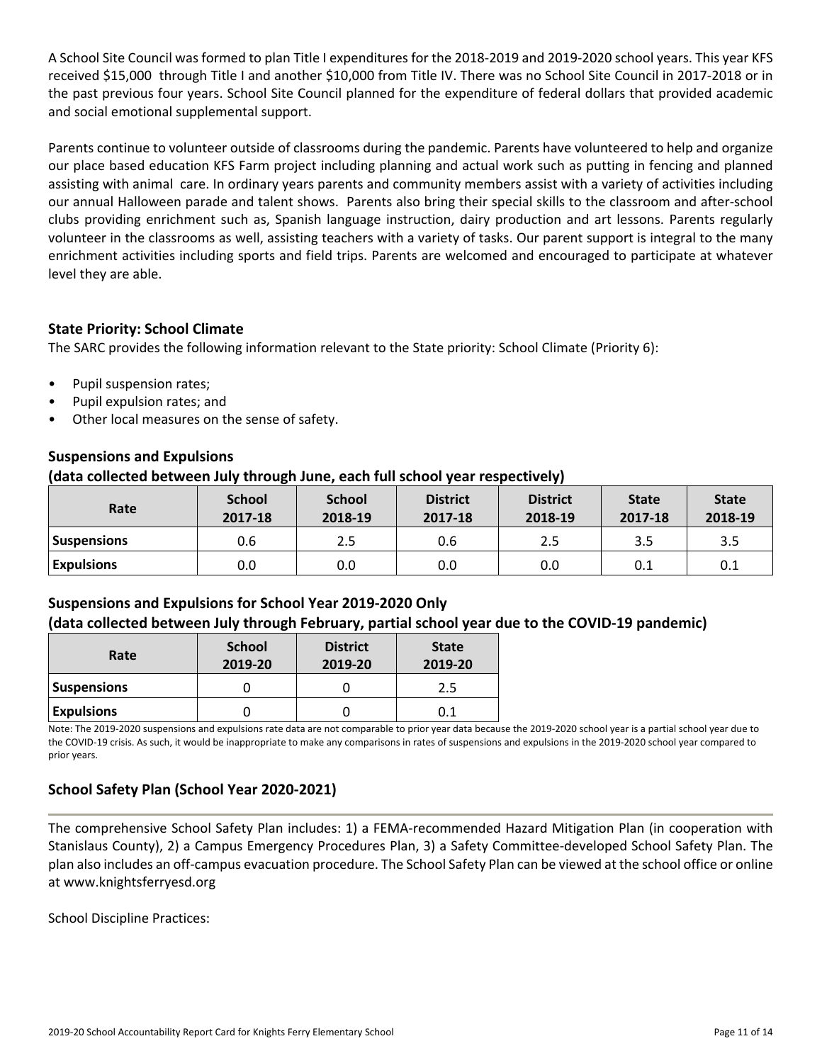A School Site Council was formed to plan Title I expenditures for the 2018-2019 and 2019-2020 school years. This year KFS received $15,000 through Title I and another $10,000 from Title IV. There was no School Site Council in 2017-2018 or in the past previous four years. School Site Council planned for the expenditure of federal dollars that provided academic and social emotional supplemental support.

Parents continue to volunteer outside of classrooms during the pandemic. Parents have volunteered to help and organize our place based education KFS Farm project including planning and actual work such as putting in fencing and planned assisting with animal care. In ordinary years parents and community members assist with a variety of activities including our annual Halloween parade and talent shows. Parents also bring their special skills to the classroom and after-school clubs providing enrichment such as, Spanish language instruction, dairy production and art lessons. Parents regularly volunteer in the classrooms as well, assisting teachers with a variety of tasks. Our parent support is integral to the many enrichment activities including sports and field trips. Parents are welcomed and encouraged to participate at whatever level they are able.

### State Priority: School Climate

The SARC provides the following information relevant to the State priority: School Climate (Priority 6):

- Pupil suspension rates;
- Pupil expulsion rates; and
- Other local measures on the sense of safety.

### Suspensions and Expulsions
### (data collected between July through June, each full school year respectively)

| Rate | School 2017-18 | School 2018-19 | District 2017-18 | District 2018-19 | State 2017-18 | State 2018-19 |
|---|---|---|---|---|---|---|
| Suspensions | 0.6 | 2.5 | 0.6 | 2.5 | 3.5 | 3.5 |
| Expulsions | 0.0 | 0.0 | 0.0 | 0.0 | 0.1 | 0.1 |

### Suspensions and Expulsions for School Year 2019-2020 Only
### (data collected between July through February, partial school year due to the COVID-19 pandemic)

| Rate | School 2019-20 | District 2019-20 | State 2019-20 |
|---|---|---|---|
| Suspensions | 0 | 0 | 2.5 |
| Expulsions | 0 | 0 | 0.1 |

Note: The 2019-2020 suspensions and expulsions rate data are not comparable to prior year data because the 2019-2020 school year is a partial school year due to the COVID-19 crisis. As such, it would be inappropriate to make any comparisons in rates of suspensions and expulsions in the 2019-2020 school year compared to prior years.

### School Safety Plan (School Year 2020-2021)

The comprehensive School Safety Plan includes: 1) a FEMA-recommended Hazard Mitigation Plan (in cooperation with Stanislaus County), 2) a Campus Emergency Procedures Plan, 3) a Safety Committee-developed School Safety Plan. The plan also includes an off-campus evacuation procedure. The School Safety Plan can be viewed at the school office or online at www.knightsferryesd.org

School Discipline Practices: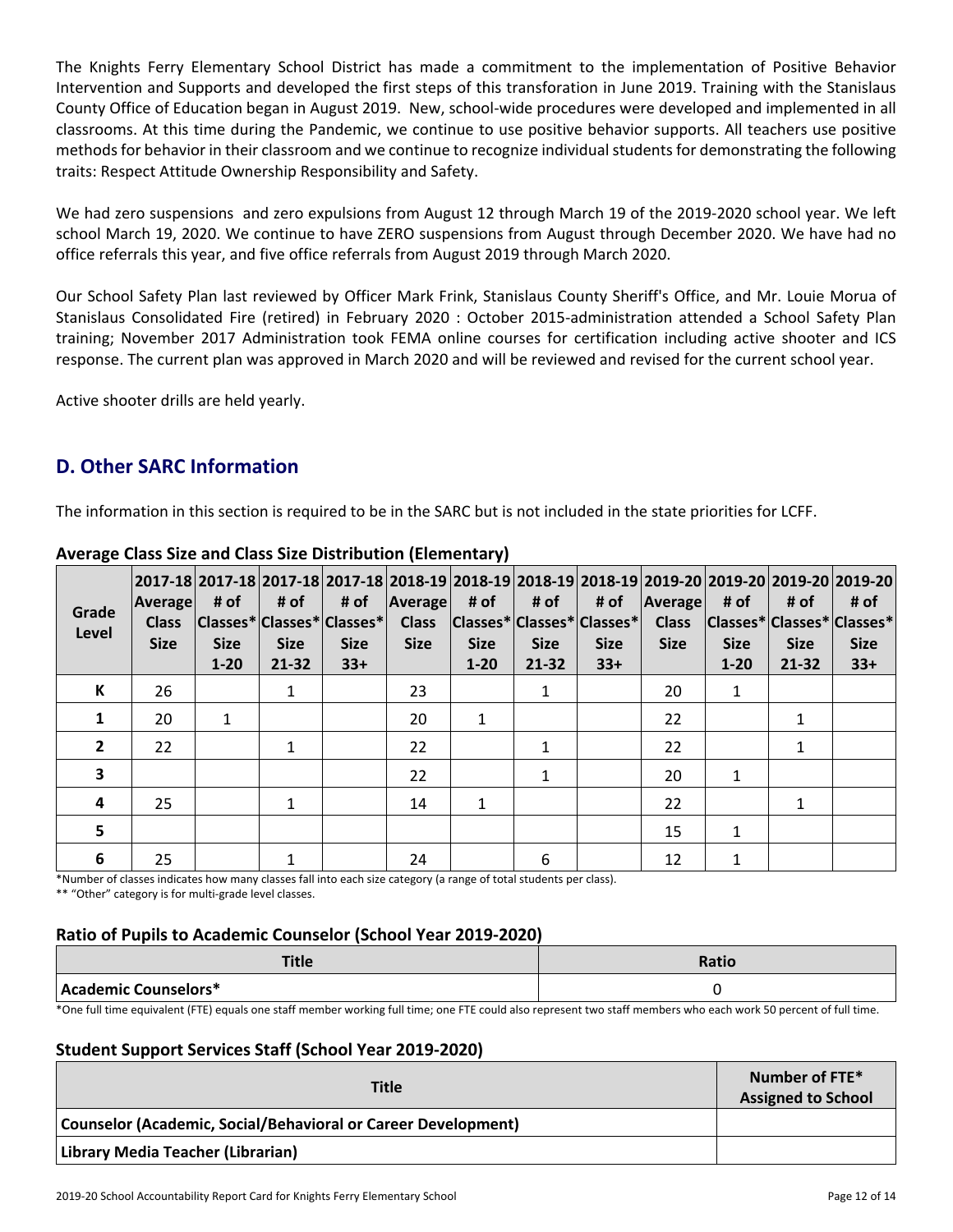The Knights Ferry Elementary School District has made a commitment to the implementation of Positive Behavior Intervention and Supports and developed the first steps of this transforation in June 2019. Training with the Stanislaus County Office of Education began in August 2019. New, school-wide procedures were developed and implemented in all classrooms. At this time during the Pandemic, we continue to use positive behavior supports. All teachers use positive methods for behavior in their classroom and we continue to recognize individual students for demonstrating the following traits: Respect Attitude Ownership Responsibility and Safety.

We had zero suspensions and zero expulsions from August 12 through March 19 of the 2019-2020 school year. We left school March 19, 2020. We continue to have ZERO suspensions from August through December 2020. We have had no office referrals this year, and five office referrals from August 2019 through March 2020.

Our School Safety Plan last reviewed by Officer Mark Frink, Stanislaus County Sheriff's Office, and Mr. Louie Morua of Stanislaus Consolidated Fire (retired) in February 2020 : October 2015-administration attended a School Safety Plan training; November 2017 Administration took FEMA online courses for certification including active shooter and ICS response. The current plan was approved in March 2020 and will be reviewed and revised for the current school year.

Active shooter drills are held yearly.

## D. Other SARC Information

The information in this section is required to be in the SARC but is not included in the state priorities for LCFF.

### Average Class Size and Class Size Distribution (Elementary)

| Grade Level | 2017-18 Average Class Size | 2017-18 # of Classes* Size 1-20 | 2017-18 # of Classes* Size 21-32 | 2017-18 # of Classes* Size 33+ | 2018-19 Average Class Size | 2018-19 # of Classes* Size 1-20 | 2018-19 # of Classes* Size 21-32 | 2018-19 # of Classes* Size 33+ | 2019-20 Average Class Size | 2019-20 # of Classes* Size 1-20 | 2019-20 # of Classes* Size 21-32 | 2019-20 # of Classes* Size 33+ |
|---|---|---|---|---|---|---|---|---|---|---|---|---|
| K | 26 | | 1 | | 23 | | 1 | | 20 | 1 | | |
| 1 | 20 | 1 | | | 20 | 1 | | | 22 | | 1 | |
| 2 | 22 | | 1 | | 22 | | 1 | | 22 | | 1 | |
| 3 | | | | | 22 | | 1 | | 20 | 1 | | |
| 4 | 25 | | 1 | | 14 | 1 | | | 22 | | 1 | |
| 5 | | | | | | | | | 15 | 1 | | |
| 6 | 25 | | 1 | | 24 | | 6 | | 12 | 1 | | |

*Number of classes indicates how many classes fall into each size category (a range of total students per class).

** "Other" category is for multi-grade level classes.

### Ratio of Pupils to Academic Counselor (School Year 2019-2020)

| Title | Ratio |
|---|---|
| Academic Counselors* | 0 |

*One full time equivalent (FTE) equals one staff member working full time; one FTE could also represent two staff members who each work 50 percent of full time.

### Student Support Services Staff (School Year 2019-2020)

| Title | Number of FTE* Assigned to School |
|---|---|
| Counselor (Academic, Social/Behavioral or Career Development) | |
| Library Media Teacher (Librarian) | |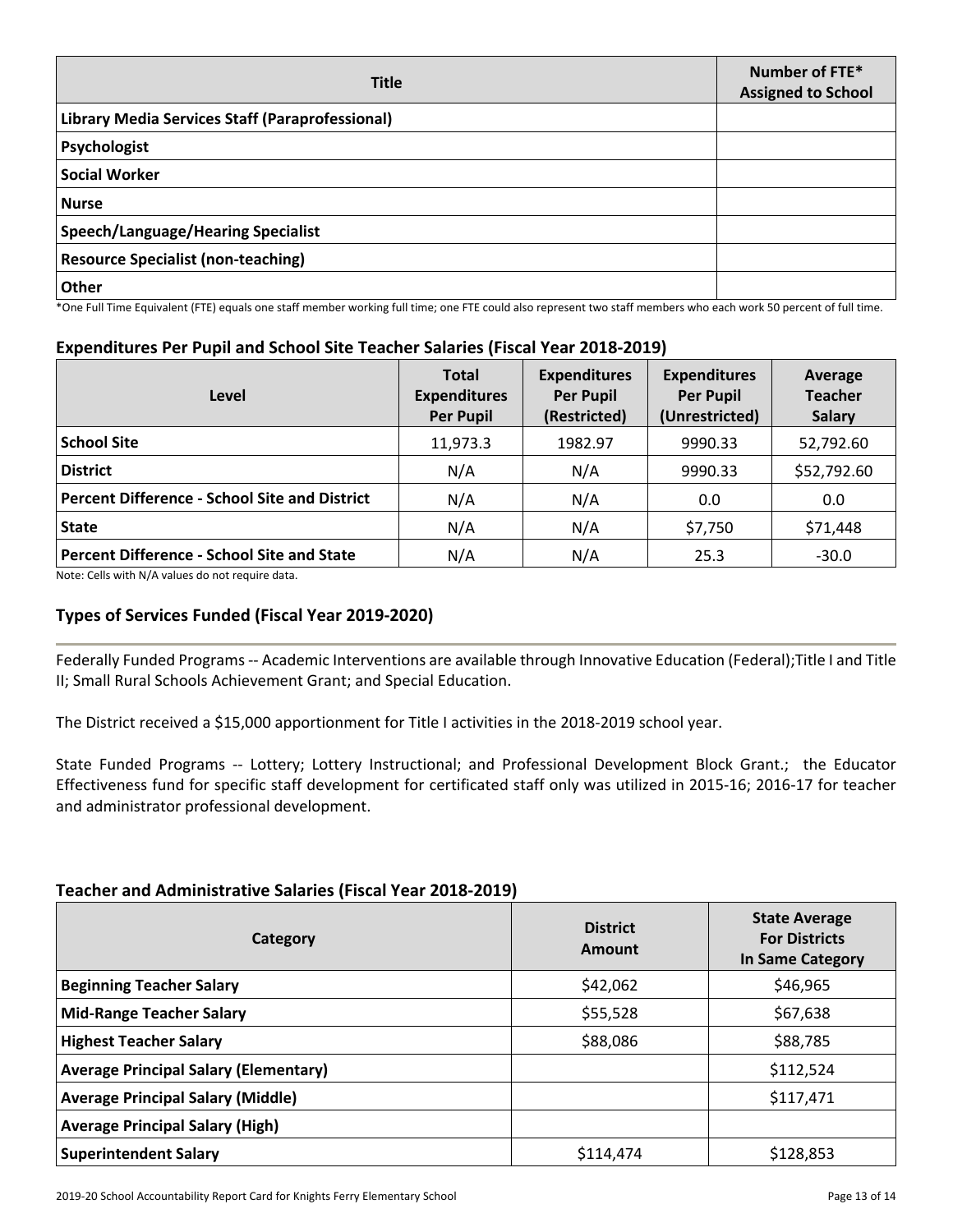| Title | Number of FTE* Assigned to School |
| --- | --- |
| **Library Media Services Staff (Paraprofessional)** | |
| **Psychologist** | |
| **Social Worker** | |
| **Nurse** | |
| **Speech/Language/Hearing Specialist** | |
| **Resource Specialist (non-teaching)** | |
| **Other** | |

*One Full Time Equivalent (FTE) equals one staff member working full time; one FTE could also represent two staff members who each work 50 percent of full time.

### Expenditures Per Pupil and School Site Teacher Salaries (Fiscal Year 2018-2019)

| Level | Total Expenditures Per Pupil | Expenditures Per Pupil (Restricted) | Expenditures Per Pupil (Unrestricted) | Average Teacher Salary |
| --- | --- | --- | --- | --- |
| **School Site** | 11,973.3 | 1982.97 | 9990.33 | 52,792.60 |
| **District** | N/A | N/A | 9990.33 | $52,792.60 |
| **Percent Difference - School Site and District** | N/A | N/A | 0.0 | 0.0 |
| **State** | N/A | N/A | $7,750 | $71,448 |
| **Percent Difference - School Site and State** | N/A | N/A | 25.3 | -30.0 |

Note: Cells with N/A values do not require data.

## Types of Services Funded (Fiscal Year 2019-2020)

Federally Funded Programs -- Academic Interventions are available through Innovative Education (Federal);Title I and Title II; Small Rural Schools Achievement Grant; and Special Education.

The District received a $15,000 apportionment for Title I activities in the 2018-2019 school year.

State Funded Programs -- Lottery; Lottery Instructional; and Professional Development Block Grant.; the Educator Effectiveness fund for specific staff development for certificated staff only was utilized in 2015-16; 2016-17 for teacher and administrator professional development.

### Teacher and Administrative Salaries (Fiscal Year 2018-2019)

| Category | District Amount | State Average For Districts In Same Category |
| --- | --- | --- |
| **Beginning Teacher Salary** | $42,062 | $46,965 |
| **Mid-Range Teacher Salary** | $55,528 | $67,638 |
| **Highest Teacher Salary** | $88,086 | $88,785 |
| **Average Principal Salary (Elementary)** | | $112,524 |
| **Average Principal Salary (Middle)** | | $117,471 |
| **Average Principal Salary (High)** | | |
| **Superintendent Salary** | $114,474 | $128,853 |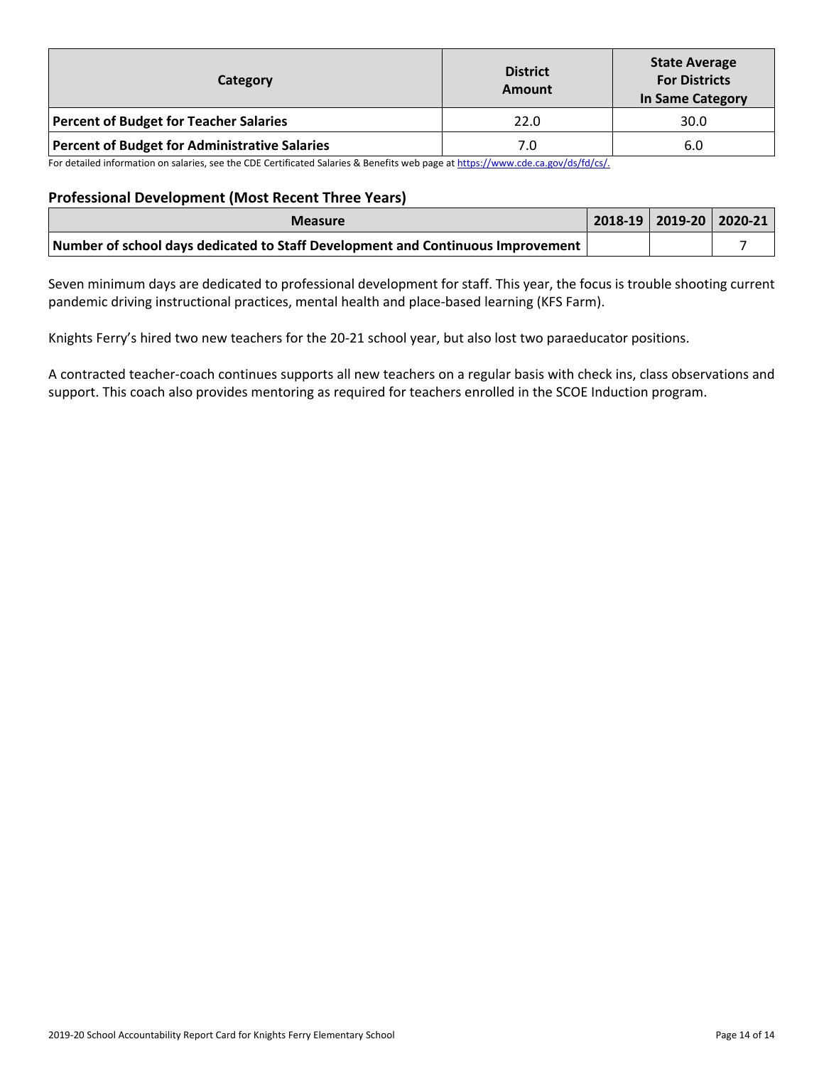| Category | District Amount | State Average For Districts In Same Category |
|---|---|---|
| **Percent of Budget for Teacher Salaries** | 22.0 | 30.0 |
| **Percent of Budget for Administrative Salaries** | 7.0 | 6.0 |

For detailed information on salaries, see the CDE Certificated Salaries & Benefits web page at https://www.cde.ca.gov/ds/fd/cs/.

### Professional Development (Most Recent Three Years)

| Measure | 2018-19 | 2019-20 | 2020-21 |
|---|---|---|---|
| **Number of school days dedicated to Staff Development and Continuous Improvement** | | | 7 |

Seven minimum days are dedicated to professional development for staff. This year, the focus is trouble shooting current pandemic driving instructional practices, mental health and place-based learning (KFS Farm).

Knights Ferry's hired two new teachers for the 20-21 school year, but also lost two paraeducator positions.

A contracted teacher-coach continues supports all new teachers on a regular basis with check ins, class observations and support. This coach also provides mentoring as required for teachers enrolled in the SCOE Induction program.